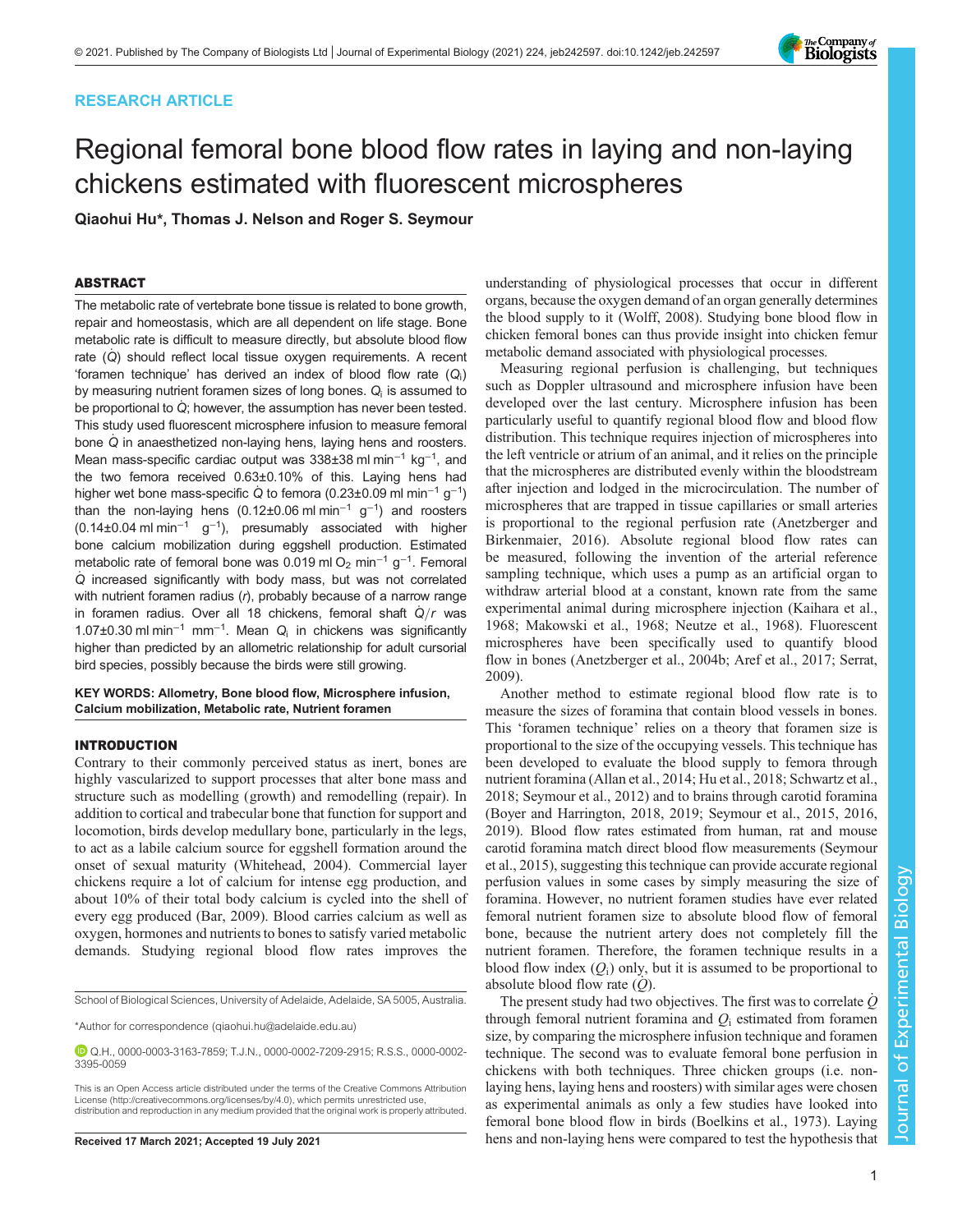RESEARCH ARTICLE

# Regional femoral bone blood flow rates in laying and non-laying chickens estimated with fluorescent microspheres

**Qiaohui Hu\*, Thomas J. Nelson and Roger S. Seymour**

## ABSTRACT

The metabolic rate of vertebrate bone tissue is related to bone growth, repair and homeostasis, which are all dependent on life stage. Bone metabolic rate is difficult to measure directly, but absolute blood flow rate ($\dot{Q}$) should reflect local tissue oxygen requirements. A recent 'foramen technique' has derived an index of blood flow rate ($Q_i$) by measuring nutrient foramen sizes of long bones. $Q_i$ is assumed to be proportional to $\dot{Q}$; however, the assumption has never been tested. This study used fluorescent microsphere infusion to measure femoral bone $\dot{Q}$ in anaesthetized non-laying hens, laying hens and roosters. Mean mass-specific cardiac output was 338±38 ml min$^{-1}$ kg$^{-1}$, and the two femora received 0.63±0.10% of this. Laying hens had higher wet bone mass-specific $\dot{Q}$ to femora (0.23±0.09 ml min$^{-1}$ g$^{-1}$) than the non-laying hens (0.12±0.06 ml min$^{-1}$ g$^{-1}$) and roosters (0.14±0.04 ml min$^{-1}$ g$^{-1}$), presumably associated with higher bone calcium mobilization during eggshell production. Estimated metabolic rate of femoral bone was 0.019 ml $O_2$ min$^{-1}$ g$^{-1}$. Femoral $\dot{Q}$ increased significantly with body mass, but was not correlated with nutrient foramen radius ($r$), probably because of a narrow range in foramen radius. Over all 18 chickens, femoral shaft $\dot{Q}/r$ was 1.07±0.30 ml min$^{-1}$ mm$^{-1}$. Mean $Q_i$ in chickens was significantly higher than predicted by an allometric relationship for adult cursorial bird species, possibly because the birds were still growing.

**KEY WORDS:** Allometry, Bone blood flow, Microsphere infusion, Calcium mobilization, Metabolic rate, Nutrient foramen

## INTRODUCTION

Contrary to their commonly perceived status as inert, bones are highly vascularized to support processes that alter bone mass and structure such as modelling (growth) and remodelling (repair). In addition to cortical and trabecular bone that function for support and locomotion, birds develop medullary bone, particularly in the legs, to act as a labile calcium source for eggshell formation around the onset of sexual maturity (Whitehead, 2004). Commercial layer chickens require a lot of calcium for intense egg production, and about 10% of their total body calcium is cycled into the shell of every egg produced (Bar, 2009). Blood carries calcium as well as oxygen, hormones and nutrients to bones to satisfy varied metabolic demands. Studying regional blood flow rates improves the understanding of physiological processes that occur in different organs, because the oxygen demand of an organ generally determines the blood supply to it (Wolff, 2008). Studying bone blood flow in chicken femoral bones can thus provide insight into chicken femur metabolic demand associated with physiological processes.

Measuring regional perfusion is challenging, but techniques such as Doppler ultrasound and microsphere infusion have been developed over the last century. Microsphere infusion has been particularly useful to quantify regional blood flow and blood flow distribution. This technique requires injection of microspheres into the left ventricle or atrium of an animal, and it relies on the principle that the microspheres are distributed evenly within the bloodstream after injection and lodged in the microcirculation. The number of microspheres that are trapped in tissue capillaries or small arteries is proportional to the regional perfusion rate (Anetzberger and Birkenmaier, 2016). Absolute regional blood flow rates can be measured, following the invention of the arterial reference sampling technique, which uses a pump as an artificial organ to withdraw arterial blood at a constant, known rate from the same experimental animal during microsphere injection (Kaihara et al., 1968; Makowski et al., 1968; Neutze et al., 1968). Fluorescent microspheres have been specifically used to quantify blood flow in bones (Anetzberger et al., 2004b; Aref et al., 2017; Serrat, 2009).

Another method to estimate regional blood flow rate is to measure the sizes of foramina that contain blood vessels in bones. This 'foramen technique' relies on a theory that foramen size is proportional to the size of the occupying vessels. This technique has been developed to evaluate the blood supply to femora through nutrient foramina (Allan et al., 2014; Hu et al., 2018; Schwartz et al., 2018; Seymour et al., 2012) and to brains through carotid foramina (Boyer and Harrington, 2018, 2019; Seymour et al., 2015, 2016, 2019). Blood flow rates estimated from human, rat and mouse carotid foramina match direct blood flow measurements (Seymour et al., 2015), suggesting this technique can provide accurate regional perfusion values in some cases by simply measuring the size of foramina. However, no nutrient foramen studies have ever related femoral nutrient foramen size to absolute blood flow of femoral bone, because the nutrient artery does not completely fill the nutrient foramen. Therefore, the foramen technique results in a blood flow index ($Q_i$) only, but it is assumed to be proportional to absolute blood flow rate ($\dot{Q}$).

The present study had two objectives. The first was to correlate $\dot{Q}$ through femoral nutrient foramina and $Q_i$ estimated from foramen size, by comparing the microsphere infusion technique and foramen technique. The second was to evaluate femoral bone perfusion in chickens with both techniques. Three chicken groups (i.e. non-laying hens, laying hens and roosters) with similar ages were chosen as experimental animals as only a few studies have looked into femoral bone blood flow in birds (Boelkins et al., 1973). Laying hens and non-laying hens were compared to test the hypothesis that

School of Biological Sciences, University of Adelaide, Adelaide, SA 5005, Australia.

\*Author for correspondence (qiaohui.hu@adelaide.edu.au)

Q.H., 0000-0003-3163-7859; T.J.N., 0000-0002-7209-2915; R.S.S., 0000-0002-3395-0059

This is an Open Access article distributed under the terms of the Creative Commons Attribution License (http://creativecommons.org/licenses/by/4.0), which permits unrestricted use, distribution and reproduction in any medium provided that the original work is properly attributed.

**Received 17 March 2021; Accepted 19 July 2021**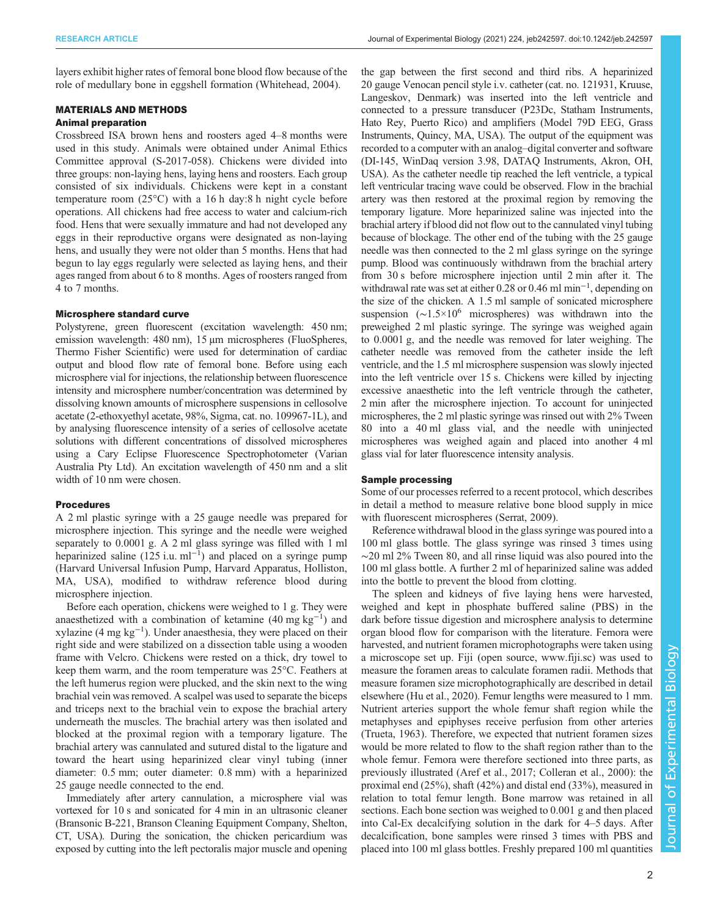layers exhibit higher rates of femoral bone blood flow because of the role of medullary bone in eggshell formation (Whitehead, 2004).

## MATERIALS AND METHODS

### Animal preparation

Crossbreed ISA brown hens and roosters aged 4–8 months were used in this study. Animals were obtained under Animal Ethics Committee approval (S-2017-058). Chickens were divided into three groups: non-laying hens, laying hens and roosters. Each group consisted of six individuals. Chickens were kept in a constant temperature room (25°C) with a 16 h day:8 h night cycle before operations. All chickens had free access to water and calcium-rich food. Hens that were sexually immature and had not developed any eggs in their reproductive organs were designated as non-laying hens, and usually they were not older than 5 months. Hens that had begun to lay eggs regularly were selected as laying hens, and their ages ranged from about 6 to 8 months. Ages of roosters ranged from 4 to 7 months.

### Microsphere standard curve

Polystyrene, green fluorescent (excitation wavelength: 450 nm; emission wavelength: 480 nm), 15 µm microspheres (FluoSpheres, Thermo Fisher Scientific) were used for determination of cardiac output and blood flow rate of femoral bone. Before using each microsphere vial for injections, the relationship between fluorescence intensity and microsphere number/concentration was determined by dissolving known amounts of microsphere suspensions in cellosolve acetate (2-ethoxyethyl acetate, 98%, Sigma, cat. no. 109967-1L), and by analysing fluorescence intensity of a series of cellosolve acetate solutions with different concentrations of dissolved microspheres using a Cary Eclipse Fluorescence Spectrophotometer (Varian Australia Pty Ltd). An excitation wavelength of 450 nm and a slit width of 10 nm were chosen.

### Procedures

A 2 ml plastic syringe with a 25 gauge needle was prepared for microsphere injection. This syringe and the needle were weighed separately to 0.0001 g. A 2 ml glass syringe was filled with 1 ml heparinized saline (125 i.u. ml$^{-1}$) and placed on a syringe pump (Harvard Universal Infusion Pump, Harvard Apparatus, Holliston, MA, USA), modified to withdraw reference blood during microsphere injection.

Before each operation, chickens were weighed to 1 g. They were anaesthetized with a combination of ketamine (40 mg kg$^{-1}$) and xylazine (4 mg kg$^{-1}$). Under anaesthesia, they were placed on their right side and were stabilized on a dissection table using a wooden frame with Velcro. Chickens were rested on a thick, dry towel to keep them warm, and the room temperature was 25°C. Feathers at the left humerus region were plucked, and the skin next to the wing brachial vein was removed. A scalpel was used to separate the biceps and triceps next to the brachial vein to expose the brachial artery underneath the muscles. The brachial artery was then isolated and blocked at the proximal region with a temporary ligature. The brachial artery was cannulated and sutured distal to the ligature and toward the heart using heparinized clear vinyl tubing (inner diameter: 0.5 mm; outer diameter: 0.8 mm) with a heparinized 25 gauge needle connected to the end.

Immediately after artery cannulation, a microsphere vial was vortexed for 10 s and sonicated for 4 min in an ultrasonic cleaner (Bransonic B-221, Branson Cleaning Equipment Company, Shelton, CT, USA). During the sonication, the chicken pericardium was exposed by cutting into the left pectoralis major muscle and opening the gap between the first second and third ribs. A heparinized 20 gauge Venocan pencil style i.v. catheter (cat. no. 121931, Kruuse, Langeskov, Denmark) was inserted into the left ventricle and connected to a pressure transducer (P23Dc, Statham Instruments, Hato Rey, Puerto Rico) and amplifiers (Model 79D EEG, Grass Instruments, Quincy, MA, USA). The output of the equipment was recorded to a computer with an analog–digital converter and software (DI-145, WinDaq version 3.98, DATAQ Instruments, Akron, OH, USA). As the catheter needle tip reached the left ventricle, a typical left ventricular tracing wave could be observed. Flow in the brachial artery was then restored at the proximal region by removing the temporary ligature. More heparinized saline was injected into the brachial artery if blood did not flow out to the cannulated vinyl tubing because of blockage. The other end of the tubing with the 25 gauge needle was then connected to the 2 ml glass syringe on the syringe pump. Blood was continuously withdrawn from the brachial artery from 30 s before microsphere injection until 2 min after it. The withdrawal rate was set at either 0.28 or 0.46 ml min$^{-1}$, depending on the size of the chicken. A 1.5 ml sample of sonicated microsphere suspension (~$1.5\times10^6$ microspheres) was withdrawn into the preweighed 2 ml plastic syringe. The syringe was weighed again to 0.0001 g, and the needle was removed for later weighing. The catheter needle was removed from the catheter inside the left ventricle, and the 1.5 ml microsphere suspension was slowly injected into the left ventricle over 15 s. Chickens were killed by injecting excessive anaesthetic into the left ventricle through the catheter, 2 min after the microsphere injection. To account for uninjected microspheres, the 2 ml plastic syringe was rinsed out with 2% Tween 80 into a 40 ml glass vial, and the needle with uninjected microspheres was weighed again and placed into another 4 ml glass vial for later fluorescence intensity analysis.

### Sample processing

Some of our processes referred to a recent protocol, which describes in detail a method to measure relative bone blood supply in mice with fluorescent microspheres (Serrat, 2009).

Reference withdrawal blood in the glass syringe was poured into a 100 ml glass bottle. The glass syringe was rinsed 3 times using ~20 ml 2% Tween 80, and all rinse liquid was also poured into the 100 ml glass bottle. A further 2 ml of heparinized saline was added into the bottle to prevent the blood from clotting.

The spleen and kidneys of five laying hens were harvested, weighed and kept in phosphate buffered saline (PBS) in the dark before tissue digestion and microsphere analysis to determine organ blood flow for comparison with the literature. Femora were harvested, and nutrient foramen microphotographs were taken using a microscope set up. Fiji (open source, www.fiji.sc) was used to measure the foramen areas to calculate foramen radii. Methods that measure foramen size microphotographically are described in detail elsewhere (Hu et al., 2020). Femur lengths were measured to 1 mm. Nutrient arteries support the whole femur shaft region while the metaphyses and epiphyses receive perfusion from other arteries (Trueta, 1963). Therefore, we expected that nutrient foramen sizes would be more related to flow to the shaft region rather than to the whole femur. Femora were therefore sectioned into three parts, as previously illustrated (Aref et al., 2017; Colleran et al., 2000): the proximal end (25%), shaft (42%) and distal end (33%), measured in relation to total femur length. Bone marrow was retained in all sections. Each bone section was weighed to 0.001 g and then placed into Cal-Ex decalcifying solution in the dark for 4–5 days. After decalcification, bone samples were rinsed 3 times with PBS and placed into 100 ml glass bottles. Freshly prepared 100 ml quantities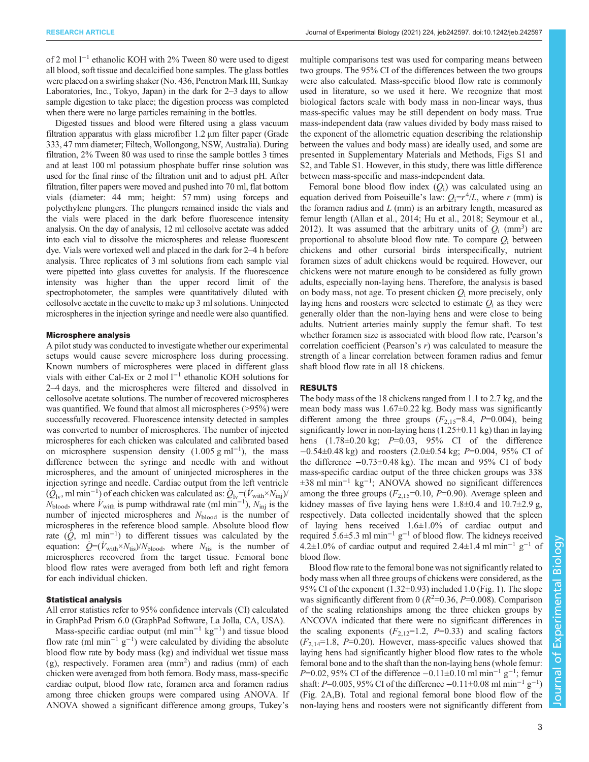of 2 mol $l^{-1}$ ethanolic KOH with 2% Tween 80 were used to digest all blood, soft tissue and decalcified bone samples. The glass bottles were placed on a swirling shaker (No. 436, Penetron Mark III, Sunkay Laboratories, Inc., Tokyo, Japan) in the dark for 2–3 days to allow sample digestion to take place; the digestion process was completed when there were no large particles remaining in the bottles.

Digested tissues and blood were filtered using a glass vacuum filtration apparatus with glass microfiber 1.2 µm filter paper (Grade 333, 47 mm diameter; Filtech, Wollongong, NSW, Australia). During filtration, 2% Tween 80 was used to rinse the sample bottles 3 times and at least 100 ml potassium phosphate buffer rinse solution was used for the final rinse of the filtration unit and to adjust pH. After filtration, filter papers were moved and pushed into 70 ml, flat bottom vials (diameter: 44 mm; height: 57 mm) using forceps and polyethylene plungers. The plungers remained inside the vials and the vials were placed in the dark before fluorescence intensity analysis. On the day of analysis, 12 ml cellosolve acetate was added into each vial to dissolve the microspheres and release fluorescent dye. Vials were vortexed well and placed in the dark for 2–4 h before analysis. Three replicates of 3 ml solutions from each sample vial were pipetted into glass cuvettes for analysis. If the fluorescence intensity was higher than the upper record limit of the spectrophotometer, the samples were quantitatively diluted with cellosolve acetate in the cuvette to make up 3 ml solutions. Uninjected microspheres in the injection syringe and needle were also quantified.

#### Microsphere analysis

A pilot study was conducted to investigate whether our experimental setups would cause severe microsphere loss during processing. Known numbers of microspheres were placed in different glass vials with either Cal-Ex or 2 mol $l^{-1}$ ethanolic KOH solutions for 2–4 days, and the microspheres were filtered and dissolved in cellosolve acetate solutions. The number of recovered microspheres was quantified. We found that almost all microspheres (>95%) were successfully recovered. Fluorescence intensity detected in samples was converted to number of microspheres. The number of injected microspheres for each chicken was calculated and calibrated based on microsphere suspension density (1.005 g $ml^{-1}$), the mass difference between the syringe and needle with and without microspheres, and the amount of uninjected microspheres in the injection syringe and needle. Cardiac output from the left ventricle ($\dot{Q}_{lv}$, ml $min^{-1}$) of each chicken was calculated as: $\dot{Q}_{lv}=(\dot{V}_{with}\times N_{inj})/N_{blood}$, where $\dot{V}_{with}$ is pump withdrawal rate (ml $min^{-1}$), $N_{inj}$ is the number of injected microspheres and $N_{blood}$ is the number of microspheres in the reference blood sample. Absolute blood flow rate ($\dot{Q}$, ml $min^{-1}$) to different tissues was calculated by the equation: $\dot{Q}=(\dot{V}_{with}\times N_{tis})/N_{blood}$, where $N_{tis}$ is the number of microspheres recovered from the target tissue. Femoral bone blood flow rates were averaged from both left and right femora for each individual chicken.

#### Statistical analysis

All error statistics refer to 95% confidence intervals (CI) calculated in GraphPad Prism 6.0 (GraphPad Software, La Jolla, CA, USA).

Mass-specific cardiac output (ml $min^{-1}$ $kg^{-1}$) and tissue blood flow rate (ml $min^{-1}$ $g^{-1}$) were calculated by dividing the absolute blood flow rate by body mass (kg) and individual wet tissue mass (g), respectively. Foramen area ($mm^2$) and radius (mm) of each chicken were averaged from both femora. Body mass, mass-specific cardiac output, blood flow rate, foramen area and foramen radius among three chicken groups were compared using ANOVA. If ANOVA showed a significant difference among groups, Tukey's multiple comparisons test was used for comparing means between two groups. The 95% CI of the differences between the two groups were also calculated. Mass-specific blood flow rate is commonly used in literature, so we used it here. We recognize that most biological factors scale with body mass in non-linear ways, thus mass-specific values may be still dependent on body mass. True mass-independent data (raw values divided by body mass raised to the exponent of the allometric equation describing the relationship between the values and body mass) are ideally used, and some are presented in Supplementary Materials and Methods, Figs S1 and S2, and Table S1. However, in this study, there was little difference between mass-specific and mass-independent data.

Femoral bone blood flow index ($Q_i$) was calculated using an equation derived from Poiseuille's law: $Q_i=r^4/L$, where $r$ (mm) is the foramen radius and $L$ (mm) is an arbitrary length, measured as femur length (Allan et al., 2014; Hu et al., 2018; Seymour et al., 2012). It was assumed that the arbitrary units of $Q_i$ ($mm^3$) are proportional to absolute blood flow rate. To compare $Q_i$ between chickens and other cursorial birds interspecifically, nutrient foramen sizes of adult chickens would be required. However, our chickens were not mature enough to be considered as fully grown adults, especially non-laying hens. Therefore, the analysis is based on body mass, not age. To present chicken $Q_i$ more precisely, only laying hens and roosters were selected to estimate $Q_i$ as they were generally older than the non-laying hens and were close to being adults. Nutrient arteries mainly supply the femur shaft. To test whether foramen size is associated with blood flow rate, Pearson's correlation coefficient (Pearson's $r$) was calculated to measure the strength of a linear correlation between foramen radius and femur shaft blood flow rate in all 18 chickens.

## RESULTS

The body mass of the 18 chickens ranged from 1.1 to 2.7 kg, and the mean body mass was 1.67±0.22 kg. Body mass was significantly different among the three groups ($F_{2,15}$=8.4, $P$=0.004), being significantly lower in non-laying hens (1.25±0.11 kg) than in laying hens (1.78±0.20 kg; $P$=0.03, 95% CI of the difference −0.54±0.48 kg) and roosters (2.0±0.54 kg; $P$=0.004, 95% CI of the difference −0.73±0.48 kg). The mean and 95% CI of body mass-specific cardiac output of the three chicken groups was 338 ±38 ml $min^{-1}$ $kg^{-1}$; ANOVA showed no significant differences among the three groups ($F_{2,15}$=0.10, $P$=0.90). Average spleen and kidney masses of five laying hens were 1.8±0.4 and 10.7±2.9 g, respectively. Data collected incidentally showed that the spleen of laying hens received 1.6±1.0% of cardiac output and required 5.6±5.3 ml $min^{-1}$ $g^{-1}$ of blood flow. The kidneys received 4.2±1.0% of cardiac output and required 2.4±1.4 ml $min^{-1}$ $g^{-1}$ of blood flow.

Blood flow rate to the femoral bone was not significantly related to body mass when all three groups of chickens were considered, as the 95% CI of the exponent (1.32±0.93) included 1.0 (Fig. 1). The slope was significantly different from 0 ($R^2$=0.36, $P$=0.008). Comparison of the scaling relationships among the three chicken groups by ANCOVA indicated that there were no significant differences in the scaling exponents ($F_{2,12}$=1.2, $P$=0.33) and scaling factors ($F_{2,14}$=1.8, $P$=0.20). However, mass-specific values showed that laying hens had significantly higher blood flow rates to the whole femoral bone and to the shaft than the non-laying hens (whole femur: $P$=0.02, 95% CI of the difference −0.11±0.10 ml $min^{-1}$ $g^{-1}$; femur shaft: $P$=0.005, 95% CI of the difference −0.11±0.08 ml $min^{-1}$ $g^{-1}$) (Fig. 2A,B). Total and regional femoral bone blood flow of the non-laying hens and roosters were not significantly different from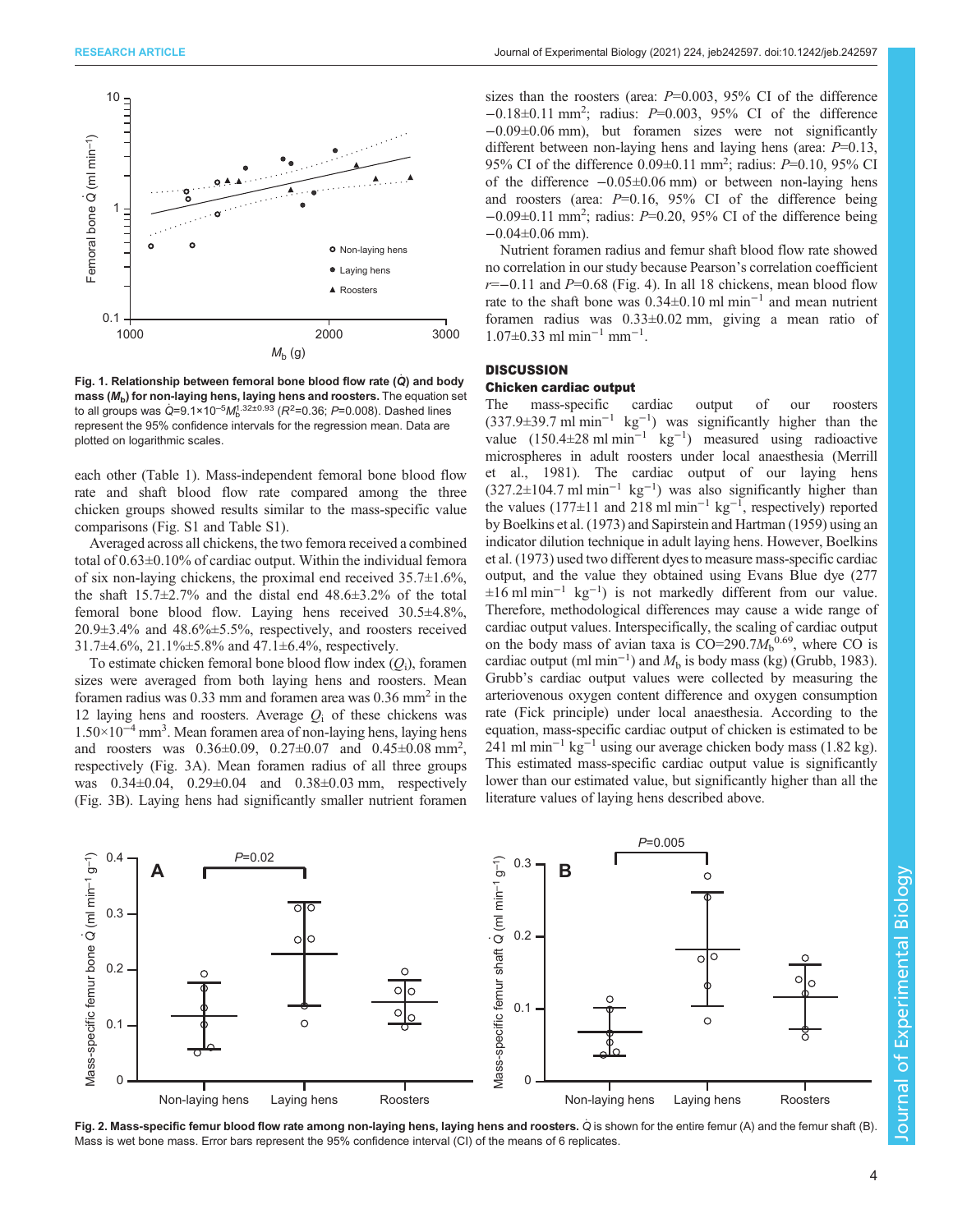Fig. 1. Relationship between femoral bone blood flow rate ($\dot{Q}$) and body mass ($M_b$) for non-laying hens, laying hens and roosters. The equation set to all groups was $\dot{Q}=9.1\times10^{-5}M_b^{1.32\pm0.93}$ ($R^2$=0.36; $P$=0.008). Dashed lines represent the 95% confidence intervals for the regression mean. Data are plotted on logarithmic scales.

each other (Table 1). Mass-independent femoral bone blood flow rate and shaft blood flow rate compared among the three chicken groups showed results similar to the mass-specific value comparisons (Fig. S1 and Table S1).

Averaged across all chickens, the two femora received a combined total of 0.63±0.10% of cardiac output. Within the individual femora of six non-laying chickens, the proximal end received 35.7±1.6%, the shaft 15.7±2.7% and the distal end 48.6±3.2% of the total femoral bone blood flow. Laying hens received 30.5±4.8%, 20.9±3.4% and 48.6%±5.5%, respectively, and roosters received 31.7±4.6%, 21.1%±5.8% and 47.1±6.4%, respectively.

To estimate chicken femoral bone blood flow index ($Q_i$), foramen sizes were averaged from both laying hens and roosters. Mean foramen radius was 0.33 mm and foramen area was 0.36 mm$^2$ in the 12 laying hens and roosters. Average $Q_i$ of these chickens was $1.50\times10^{-4}$ mm$^3$. Mean foramen area of non-laying hens, laying hens and roosters was 0.36±0.09, 0.27±0.07 and 0.45±0.08 mm$^2$, respectively (Fig. 3A). Mean foramen radius of all three groups was 0.34±0.04, 0.29±0.04 and 0.38±0.03 mm, respectively (Fig. 3B). Laying hens had significantly smaller nutrient foramen sizes than the roosters (area: $P$=0.003, 95% CI of the difference −0.18±0.11 mm$^2$; radius: $P$=0.003, 95% CI of the difference −0.09±0.06 mm), but foramen sizes were not significantly different between non-laying hens and laying hens (area: $P$=0.13, 95% CI of the difference 0.09±0.11 mm$^2$; radius: $P$=0.10, 95% CI of the difference −0.05±0.06 mm) or between non-laying hens and roosters (area: $P$=0.16, 95% CI of the difference being −0.09±0.11 mm$^2$; radius: $P$=0.20, 95% CI of the difference being −0.04±0.06 mm).

Nutrient foramen radius and femur shaft blood flow rate showed no correlation in our study because Pearson's correlation coefficient $r$=−0.11 and $P$=0.68 (Fig. 4). In all 18 chickens, mean blood flow rate to the shaft bone was 0.34±0.10 ml min$^{-1}$ and mean nutrient foramen radius was 0.33±0.02 mm, giving a mean ratio of 1.07±0.33 ml min$^{-1}$ mm$^{-1}$.

## DISCUSSION

### Chicken cardiac output

The mass-specific cardiac output of our roosters (337.9±39.7 ml min$^{-1}$ kg$^{-1}$) was significantly higher than the value (150.4±28 ml min$^{-1}$ kg$^{-1}$) measured using radioactive microspheres in adult roosters under local anaesthesia (Merrill et al., 1981). The cardiac output of our laying hens (327.2±104.7 ml min$^{-1}$ kg$^{-1}$) was also significantly higher than the values (177±11 and 218 ml min$^{-1}$ kg$^{-1}$, respectively) reported by Boelkins et al. (1973) and Sapirstein and Hartman (1959) using an indicator dilution technique in adult laying hens. However, Boelkins et al. (1973) used two different dyes to measure mass-specific cardiac output, and the value they obtained using Evans Blue dye (277 ±16 ml min$^{-1}$ kg$^{-1}$) is not markedly different from our value. Therefore, methodological differences may cause a wide range of cardiac output values. Interspecifically, the scaling of cardiac output on the body mass of avian taxa is CO=$290.7M_b^{0.69}$, where CO is cardiac output (ml min$^{-1}$) and $M_b$ is body mass (kg) (Grubb, 1983). Grubb's cardiac output values were collected by measuring the arteriovenous oxygen content difference and oxygen consumption rate (Fick principle) under local anaesthesia. According to the equation, mass-specific cardiac output of chicken is estimated to be 241 ml min$^{-1}$ kg$^{-1}$ using our average chicken body mass (1.82 kg). This estimated mass-specific cardiac output value is significantly lower than our estimated value, but significantly higher than all the literature values of laying hens described above.

Fig. 2. Mass-specific femur blood flow rate among non-laying hens, laying hens and roosters. $\dot{Q}$ is shown for the entire femur (A) and the femur shaft (B). Mass is wet bone mass. Error bars represent the 95% confidence interval (CI) of the means of 6 replicates.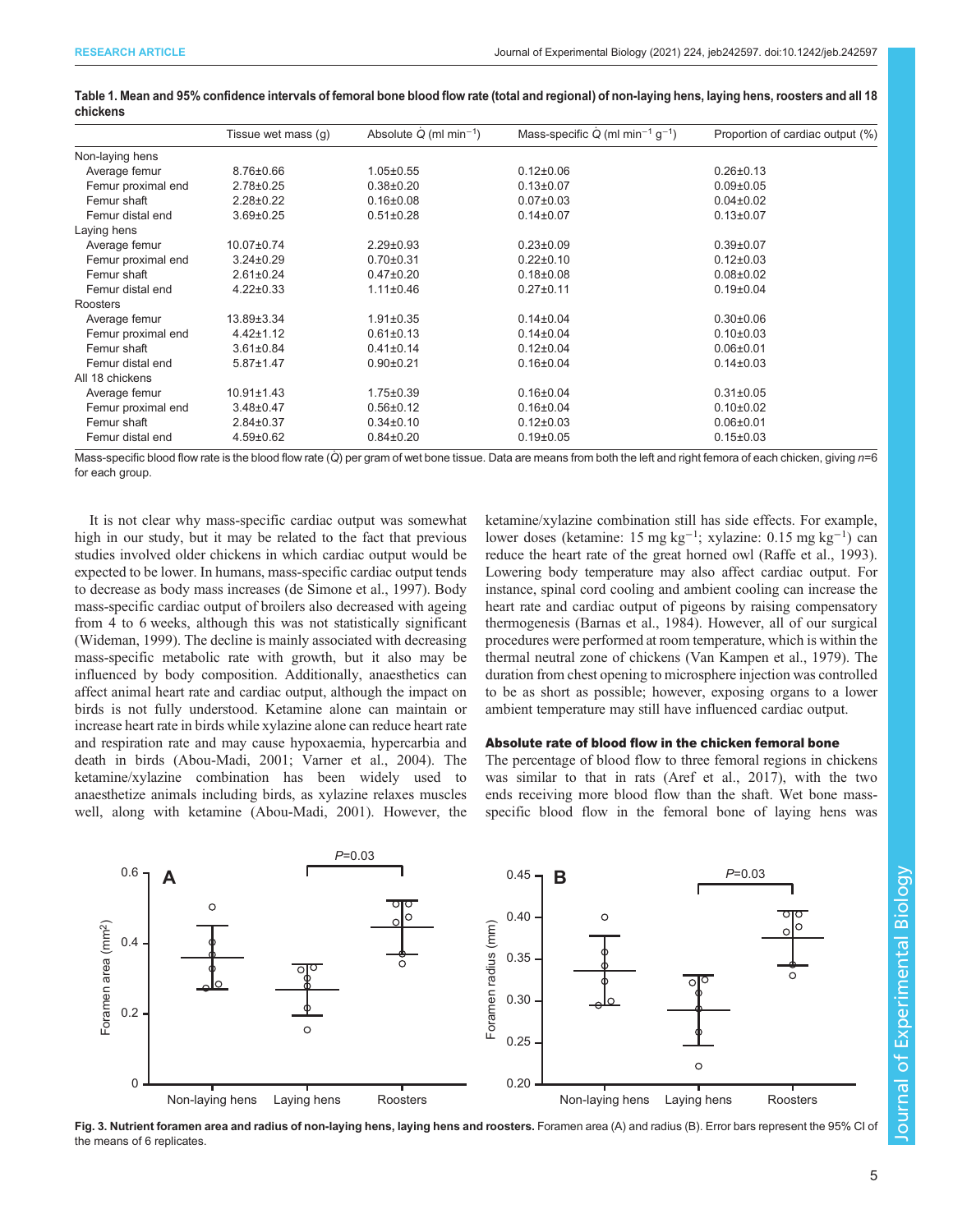**Table 1. Mean and 95% confidence intervals of femoral bone blood flow rate (total and regional) of non-laying hens, laying hens, roosters and all 18 chickens**

| | Tissue wet mass (g) | Absolute $\dot{Q}$ (ml min$^{-1}$) | Mass-specific $\dot{Q}$ (ml min$^{-1}$ g$^{-1}$) | Proportion of cardiac output (%) |
|---|---|---|---|---|
| Non-laying hens | | | | |
| Average femur | 8.76±0.66 | 1.05±0.55 | 0.12±0.06 | 0.26±0.13 |
| Femur proximal end | 2.78±0.25 | 0.38±0.20 | 0.13±0.07 | 0.09±0.05 |
| Femur shaft | 2.28±0.22 | 0.16±0.08 | 0.07±0.03 | 0.04±0.02 |
| Femur distal end | 3.69±0.25 | 0.51±0.28 | 0.14±0.07 | 0.13±0.07 |
| Laying hens | | | | |
| Average femur | 10.07±0.74 | 2.29±0.93 | 0.23±0.09 | 0.39±0.07 |
| Femur proximal end | 3.24±0.29 | 0.70±0.31 | 0.22±0.10 | 0.12±0.03 |
| Femur shaft | 2.61±0.24 | 0.47±0.20 | 0.18±0.08 | 0.08±0.02 |
| Femur distal end | 4.22±0.33 | 1.11±0.46 | 0.27±0.11 | 0.19±0.04 |
| Roosters | | | | |
| Average femur | 13.89±3.34 | 1.91±0.35 | 0.14±0.04 | 0.30±0.06 |
| Femur proximal end | 4.42±1.12 | 0.61±0.13 | 0.14±0.04 | 0.10±0.03 |
| Femur shaft | 3.61±0.84 | 0.41±0.14 | 0.12±0.04 | 0.06±0.01 |
| Femur distal end | 5.87±1.47 | 0.90±0.21 | 0.16±0.04 | 0.14±0.03 |
| All 18 chickens | | | | |
| Average femur | 10.91±1.43 | 1.75±0.39 | 0.16±0.04 | 0.31±0.05 |
| Femur proximal end | 3.48±0.47 | 0.56±0.12 | 0.16±0.04 | 0.10±0.02 |
| Femur shaft | 2.84±0.37 | 0.34±0.10 | 0.12±0.03 | 0.06±0.01 |
| Femur distal end | 4.59±0.62 | 0.84±0.20 | 0.19±0.05 | 0.15±0.03 |

Mass-specific blood flow rate is the blood flow rate ($\dot{Q}$) per gram of wet bone tissue. Data are means from both the left and right femora of each chicken, giving $n$=6 for each group.

It is not clear why mass-specific cardiac output was somewhat high in our study, but it may be related to the fact that previous studies involved older chickens in which cardiac output would be expected to be lower. In humans, mass-specific cardiac output tends to decrease as body mass increases (de Simone et al., 1997). Body mass-specific cardiac output of broilers also decreased with ageing from 4 to 6 weeks, although this was not statistically significant (Wideman, 1999). The decline is mainly associated with decreasing mass-specific metabolic rate with growth, but it also may be influenced by body composition. Additionally, anaesthetics can affect animal heart rate and cardiac output, although the impact on birds is not fully understood. Ketamine alone can maintain or increase heart rate in birds while xylazine alone can reduce heart rate and respiration rate and may cause hypoxaemia, hypercarbia and death in birds (Abou-Madi, 2001; Varner et al., 2004). The ketamine/xylazine combination has been widely used to anaesthetize animals including birds, as xylazine relaxes muscles well, along with ketamine (Abou-Madi, 2001). However, the ketamine/xylazine combination still has side effects. For example, lower doses (ketamine: 15 mg kg$^{-1}$; xylazine: 0.15 mg kg$^{-1}$) can reduce the heart rate of the great horned owl (Raffe et al., 1993). Lowering body temperature may also affect cardiac output. For instance, spinal cord cooling and ambient cooling can increase the heart rate and cardiac output of pigeons by raising compensatory thermogenesis (Barnas et al., 1984). However, all of our surgical procedures were performed at room temperature, which is within the thermal neutral zone of chickens (Van Kampen et al., 1979). The duration from chest opening to microsphere injection was controlled to be as short as possible; however, exposing organs to a lower ambient temperature may still have influenced cardiac output.

### Absolute rate of blood flow in the chicken femoral bone

The percentage of blood flow to three femoral regions in chickens was similar to that in rats (Aref et al., 2017), with the two ends receiving more blood flow than the shaft. Wet bone mass-specific blood flow in the femoral bone of laying hens was

**Fig. 3. Nutrient foramen area and radius of non-laying hens, laying hens and roosters.** Foramen area (A) and radius (B). Error bars represent the 95% CI of the means of 6 replicates.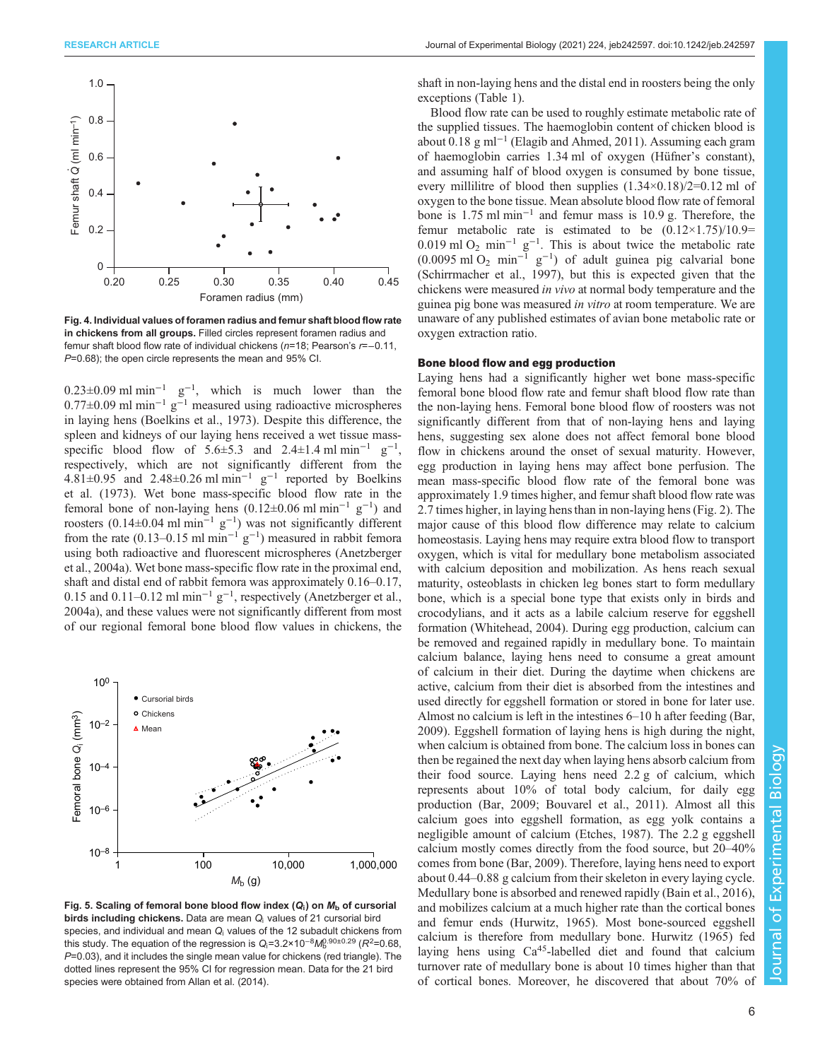**Fig. 4. Individual values of foramen radius and femur shaft blood flow rate in chickens from all groups.** Filled circles represent foramen radius and femur shaft blood flow rate of individual chickens ($n$=18; Pearson's $r$=−0.11, $P$=0.68); the open circle represents the mean and 95% CI.

$0.23\pm0.09$ ml min$^{-1}$ g$^{-1}$, which is much lower than the $0.77\pm0.09$ ml min$^{-1}$ g$^{-1}$ measured using radioactive microspheres in laying hens (Boelkins et al., 1973). Despite this difference, the spleen and kidneys of our laying hens received a wet tissue mass-specific blood flow of $5.6\pm5.3$ and $2.4\pm1.4$ ml min$^{-1}$ g$^{-1}$, respectively, which are not significantly different from the $4.81\pm0.95$ and $2.48\pm0.26$ ml min$^{-1}$ g$^{-1}$ reported by Boelkins et al. (1973). Wet bone mass-specific blood flow rate in the femoral bone of non-laying hens ($0.12\pm0.06$ ml min$^{-1}$ g$^{-1}$) and roosters ($0.14\pm0.04$ ml min$^{-1}$ g$^{-1}$) was not significantly different from the rate (0.13–0.15 ml min$^{-1}$ g$^{-1}$) measured in rabbit femora using both radioactive and fluorescent microspheres (Anetzberger et al., 2004a). Wet bone mass-specific flow rate in the proximal end, shaft and distal end of rabbit femora was approximately 0.16–0.17, 0.15 and 0.11–0.12 ml min$^{-1}$ g$^{-1}$, respectively (Anetzberger et al., 2004a), and these values were not significantly different from most of our regional femoral bone blood flow values in chickens, the shaft in non-laying hens and the distal end in roosters being the only exceptions (Table 1).

**Fig. 5. Scaling of femoral bone blood flow index ($Q_i$) on $M_b$ of cursorial birds including chickens.** Data are mean $Q_i$ values of 21 cursorial bird species, and individual and mean $Q_i$ values of the 12 subadult chickens from this study. The equation of the regression is $Q_i=3.2\times10^{-8}M_b^{0.90\pm0.29}$ ($R^2$=0.68, $P$=0.03), and it includes the single mean value for chickens (red triangle). The dotted lines represent the 95% CI for regression mean. Data for the 21 bird species were obtained from Allan et al. (2014).

Blood flow rate can be used to roughly estimate metabolic rate of the supplied tissues. The haemoglobin content of chicken blood is about 0.18 g ml$^{-1}$ (Elagib and Ahmed, 2011). Each gram of haemoglobin carries 1.34 ml of oxygen (Hüfner's constant), and assuming half of blood oxygen is consumed by bone tissue, every millilitre of blood then supplies $(1.34\times0.18)/2=0.12$ ml of oxygen to the bone tissue. Mean absolute blood flow rate of femoral bone is 1.75 ml min$^{-1}$ and femur mass is 10.9 g. Therefore, the femur metabolic rate is estimated to be $(0.12\times1.75)/10.9=0.019$ ml $O_2$ min$^{-1}$ g$^{-1}$. This is about twice the metabolic rate (0.0095 ml $O_2$ min$^{-1}$ g$^{-1}$) of adult guinea pig calvarial bone (Schirrmacher et al., 1997), but this is expected given that the chickens were measured *in vivo* at normal body temperature and the guinea pig bone was measured *in vitro* at room temperature. We are unaware of any published estimates of avian bone metabolic rate or oxygen extraction ratio.

### Bone blood flow and egg production

Laying hens had a significantly higher wet bone mass-specific femoral bone blood flow rate and femur shaft blood flow rate than the non-laying hens. Femoral bone blood flow of roosters was not significantly different from that of non-laying hens and laying hens, suggesting sex alone does not affect femoral bone blood flow in chickens around the onset of sexual maturity. However, egg production in laying hens may affect bone perfusion. The mean mass-specific blood flow rate of the femoral bone was approximately 1.9 times higher, and femur shaft blood flow rate was 2.7 times higher, in laying hens than in non-laying hens (Fig. 2). The major cause of this blood flow difference may relate to calcium homeostasis. Laying hens may require extra blood flow to transport oxygen, which is vital for medullary bone metabolism associated with calcium deposition and mobilization. As hens reach sexual maturity, osteoblasts in chicken leg bones start to form medullary bone, which is a special bone type that exists only in birds and crocodylians, and it acts as a labile calcium reserve for eggshell formation (Whitehead, 2004). During egg production, calcium can be removed and regained rapidly in medullary bone. To maintain calcium balance, laying hens need to consume a great amount of calcium in their diet. During the daytime when chickens are active, calcium from their diet is absorbed from the intestines and used directly for eggshell formation or stored in bone for later use. Almost no calcium is left in the intestines 6–10 h after feeding (Bar, 2009). Eggshell formation of laying hens is high during the night, when calcium is obtained from bone. The calcium loss in bones can then be regained the next day when laying hens absorb calcium from their food source. Laying hens need 2.2 g of calcium, which represents about 10% of total body calcium, for daily egg production (Bar, 2009; Bouvarel et al., 2011). Almost all this calcium goes into eggshell formation, as egg yolk contains a negligible amount of calcium (Etches, 1987). The 2.2 g eggshell calcium mostly comes directly from the food source, but 20–40% comes from bone (Bar, 2009). Therefore, laying hens need to export about 0.44–0.88 g calcium from their skeleton in every laying cycle. Medullary bone is absorbed and renewed rapidly (Bain et al., 2016), and mobilizes calcium at a much higher rate than the cortical bones and femur ends (Hurwitz, 1965). Most bone-sourced eggshell calcium is therefore from medullary bone. Hurwitz (1965) fed laying hens using $Ca^{45}$-labelled diet and found that calcium turnover rate of medullary bone is about 10 times higher than that of cortical bones. Moreover, he discovered that about 70% of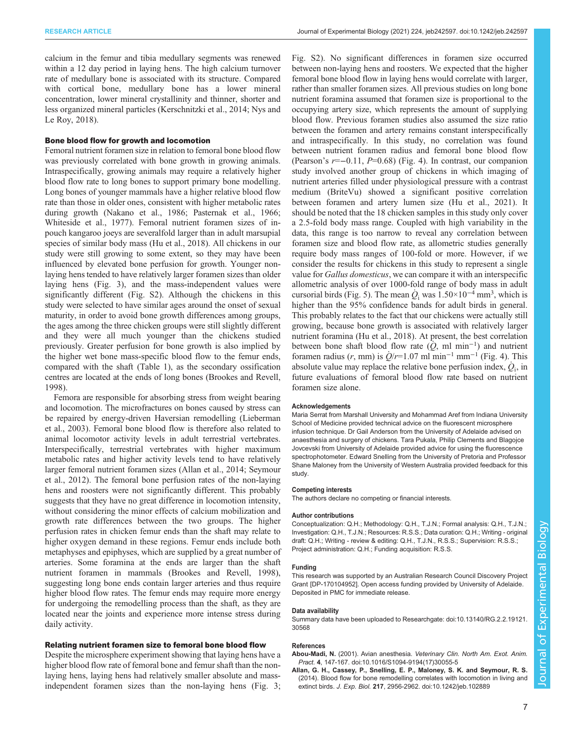calcium in the femur and tibia medullary segments was renewed within a 12 day period in laying hens. The high calcium turnover rate of medullary bone is associated with its structure. Compared with cortical bone, medullary bone has a lower mineral concentration, lower mineral crystallinity and thinner, shorter and less organized mineral particles (Kerschnitzki et al., 2014; Nys and Le Roy, 2018).

### Bone blood flow for growth and locomotion

Femoral nutrient foramen size in relation to femoral bone blood flow was previously correlated with bone growth in growing animals. Intraspecifically, growing animals may require a relatively higher blood flow rate to long bones to support primary bone modelling. Long bones of younger mammals have a higher relative blood flow rate than those in older ones, consistent with higher metabolic rates during growth (Nakano et al., 1986; Pasternak et al., 1966; Whiteside et al., 1977). Femoral nutrient foramen sizes of in-pouch kangaroo joeys are severalfold larger than in adult marsupial species of similar body mass (Hu et al., 2018). All chickens in our study were still growing to some extent, so they may have been influenced by elevated bone perfusion for growth. Younger non-laying hens tended to have relatively larger foramen sizes than older laying hens (Fig. 3), and the mass-independent values were significantly different (Fig. S2). Although the chickens in this study were selected to have similar ages around the onset of sexual maturity, in order to avoid bone growth differences among groups, the ages among the three chicken groups were still slightly different and they were all much younger than the chickens studied previously. Greater perfusion for bone growth is also implied by the higher wet bone mass-specific blood flow to the femur ends, compared with the shaft (Table 1), as the secondary ossification centres are located at the ends of long bones (Brookes and Revell, 1998).

Femora are responsible for absorbing stress from weight bearing and locomotion. The microfractures on bones caused by stress can be repaired by energy-driven Haversian remodelling (Lieberman et al., 2003). Femoral bone blood flow is therefore also related to animal locomotor activity levels in adult terrestrial vertebrates. Interspecifically, terrestrial vertebrates with higher maximum metabolic rates and higher activity levels tend to have relatively larger femoral nutrient foramen sizes (Allan et al., 2014; Seymour et al., 2012). The femoral bone perfusion rates of the non-laying hens and roosters were not significantly different. This probably suggests that they have no great difference in locomotion intensity, without considering the minor effects of calcium mobilization and growth rate differences between the two groups. The higher perfusion rates in chicken femur ends than the shaft may relate to higher oxygen demand in these regions. Femur ends include both metaphyses and epiphyses, which are supplied by a great number of arteries. Some foramina at the ends are larger than the shaft nutrient foramen in mammals (Brookes and Revell, 1998), suggesting long bone ends contain larger arteries and thus require higher blood flow rates. The femur ends may require more energy for undergoing the remodelling process than the shaft, as they are located near the joints and experience more intense stress during daily activity.

### Relating nutrient foramen size to femoral bone blood flow

Despite the microsphere experiment showing that laying hens have a higher blood flow rate of femoral bone and femur shaft than the non-laying hens, laying hens had relatively smaller absolute and mass-independent foramen sizes than the non-laying hens (Fig. 3; Fig. S2). No significant differences in foramen size occurred between non-laying hens and roosters. We expected that the higher femoral bone blood flow in laying hens would correlate with larger, rather than smaller foramen sizes. All previous studies on long bone nutrient foramina assumed that foramen size is proportional to the occupying artery size, which represents the amount of supplying blood flow. Previous foramen studies also assumed the size ratio between the foramen and artery remains constant interspecifically and intraspecifically. In this study, no correlation was found between nutrient foramen radius and femoral bone blood flow (Pearson's $r=-0.11$, $P=0.68$) (Fig. 4). In contrast, our companion study involved another group of chickens in which imaging of nutrient arteries filled under physiological pressure with a contrast medium (BriteVu) showed a significant positive correlation between foramen and artery lumen size (Hu et al., 2021). It should be noted that the 18 chicken samples in this study only cover a 2.5-fold body mass range. Coupled with high variability in the data, this range is too narrow to reveal any correlation between foramen size and blood flow rate, as allometric studies generally require body mass ranges of 100-fold or more. However, if we consider the results for chickens in this study to represent a single value for *Gallus domesticus*, we can compare it with an interspecific allometric analysis of over 1000-fold range of body mass in adult cursorial birds (Fig. 5). The mean $\dot{Q}_i$ was $1.50\times10^{-4}$ mm$^3$, which is higher than the 95% confidence bands for adult birds in general. This probably relates to the fact that our chickens were actually still growing, because bone growth is associated with relatively larger nutrient foramina (Hu et al., 2018). At present, the best correlation between bone shaft blood flow rate ($\dot{Q}$, ml min$^{-1}$) and nutrient foramen radius ($r$, mm) is $\dot{Q}/r=1.07$ ml min$^{-1}$ mm$^{-1}$ (Fig. 4). This absolute value may replace the relative bone perfusion index, $\dot{Q}_i$, in future evaluations of femoral blood flow rate based on nutrient foramen size alone.

#### Acknowledgements

Maria Serrat from Marshall University and Mohammad Aref from Indiana University School of Medicine provided technical advice on the fluorescent microsphere infusion technique. Dr Gail Anderson from the University of Adelaide advised on anaesthesia and surgery of chickens. Tara Pukala, Philip Clements and Blagojce Jovcevski from University of Adelaide provided advice for using the fluorescence spectrophotometer. Edward Snelling from the University of Pretoria and Professor Shane Maloney from the University of Western Australia provided feedback for this study.

#### Competing interests

The authors declare no competing or financial interests.

#### Author contributions

Conceptualization: Q.H.; Methodology: Q.H., T.J.N.; Formal analysis: Q.H., T.J.N.; Investigation: Q.H., T.J.N.; Resources: R.S.S.; Data curation: Q.H.; Writing - original draft: Q.H.; Writing - review & editing: Q.H., T.J.N., R.S.S.; Supervision: R.S.S.; Project administration: Q.H.; Funding acquisition: R.S.S.

#### Funding

This research was supported by an Australian Research Council Discovery Project Grant [DP-170104952]. Open access funding provided by University of Adelaide. Deposited in PMC for immediate release.

#### Data availability

Summary data have been uploaded to Researchgate: doi:10.13140/RG.2.2.19121.30568

#### References

**Abou-Madi, N.** (2001). Avian anesthesia. *Veterinary Clin. North Am. Exot. Anim. Pract.* **4**, 147-167. doi:10.1016/S1094-9194(17)30055-5

**Allan, G. H., Cassey, P., Snelling, E. P., Maloney, S. K. and Seymour, R. S.** (2014). Blood flow for bone remodelling correlates with locomotion in living and extinct birds. *J. Exp. Biol.* **217**, 2956-2962. doi:10.1242/jeb.102889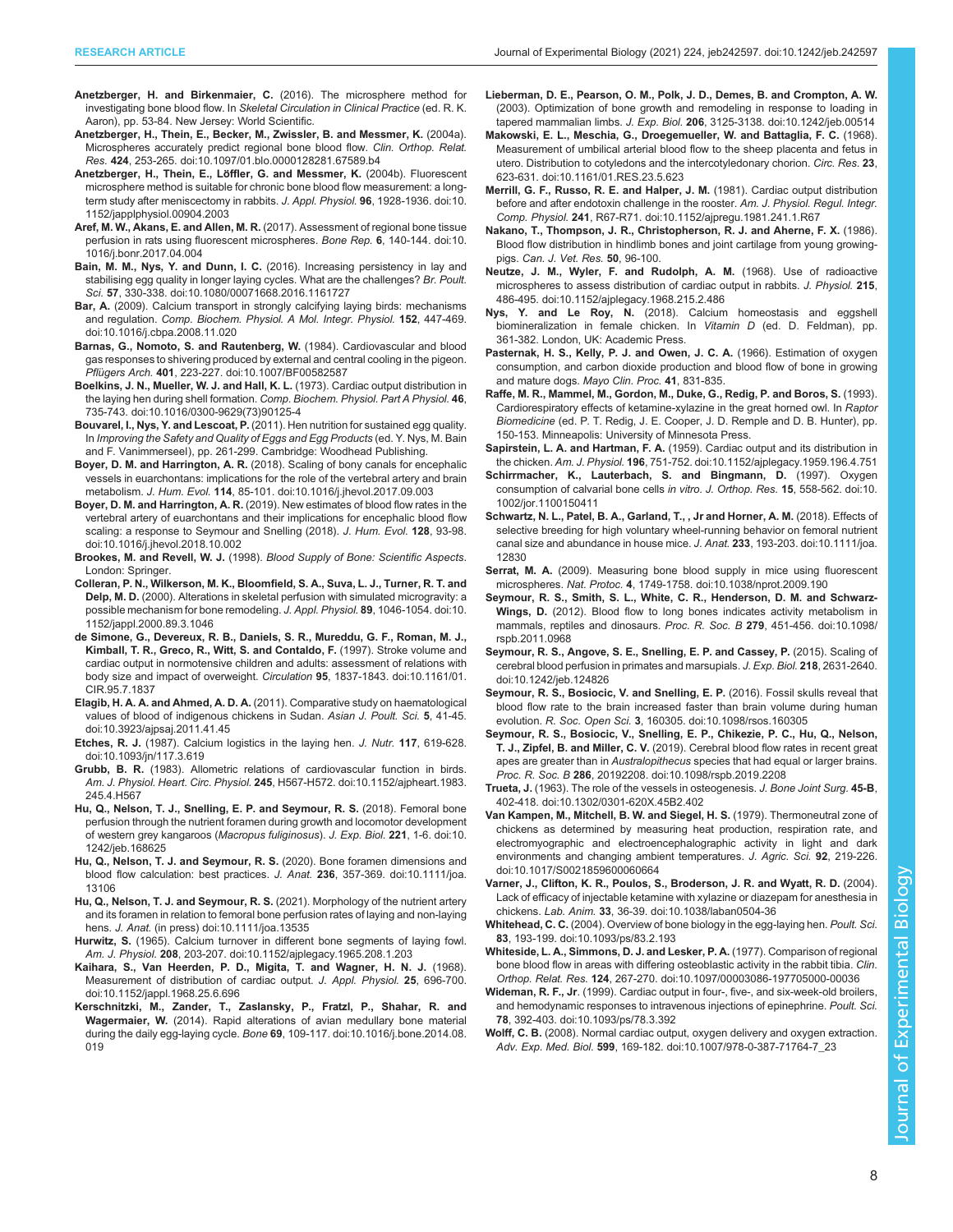**Anetzberger, H. and Birkenmaier, C.** (2016). The microsphere method for investigating bone blood flow. In *Skeletal Circulation in Clinical Practice* (ed. R. K. Aaron), pp. 53-84. New Jersey: World Scientific.

**Anetzberger, H., Thein, E., Becker, M., Zwissler, B. and Messmer, K.** (2004a). Microspheres accurately predict regional bone blood flow. *Clin. Orthop. Relat. Res.* **424**, 253-265. doi:10.1097/01.blo.0000128281.67589.b4

**Anetzberger, H., Thein, E., Löffler, G. and Messmer, K.** (2004b). Fluorescent microsphere method is suitable for chronic bone blood flow measurement: a long-term study after meniscectomy in rabbits. *J. Appl. Physiol.* **96**, 1928-1936. doi:10.1152/japplphysiol.00904.2003

**Aref, M. W., Akans, E. and Allen, M. R.** (2017). Assessment of regional bone tissue perfusion in rats using fluorescent microspheres. *Bone Rep.* **6**, 140-144. doi:10.1016/j.bonr.2017.04.004

**Bain, M. M., Nys, Y. and Dunn, I. C.** (2016). Increasing persistency in lay and stabilising egg quality in longer laying cycles. What are the challenges? *Br. Poult. Sci.* **57**, 330-338. doi:10.1080/00071668.2016.1161727

**Bar, A.** (2009). Calcium transport in strongly calcifying laying birds: mechanisms and regulation. *Comp. Biochem. Physiol. A Mol. Integr. Physiol.* **152**, 447-469. doi:10.1016/j.cbpa.2008.11.020

**Barnas, G., Nomoto, S. and Rautenberg, W.** (1984). Cardiovascular and blood gas responses to shivering produced by external and central cooling in the pigeon. *Pflügers Arch.* **401**, 223-227. doi:10.1007/BF00582587

**Boelkins, J. N., Mueller, W. J. and Hall, K. L.** (1973). Cardiac output distribution in the laying hen during shell formation. *Comp. Biochem. Physiol. Part A Physiol.* **46**, 735-743. doi:10.1016/0300-9629(73)90125-4

**Bouvarel, I., Nys, Y. and Lescoat, P.** (2011). Hen nutrition for sustained egg quality. In *Improving the Safety and Quality of Eggs and Egg Products* (ed. Y. Nys, M. Bain and F. Vanimmerseel), pp. 261-299. Cambridge: Woodhead Publishing.

**Boyer, D. M. and Harrington, A. R.** (2018). Scaling of bony canals for encephalic vessels in euarchontans: implications for the role of the vertebral artery and brain metabolism. *J. Hum. Evol.* **114**, 85-101. doi:10.1016/j.jhevol.2017.09.003

**Boyer, D. M. and Harrington, A. R.** (2019). New estimates of blood flow rates in the vertebral artery of euarchontans and their implications for encephalic blood flow scaling: a response to Seymour and Snelling (2018). *J. Hum. Evol.* **128**, 93-98. doi:10.1016/j.jhevol.2018.10.002

**Brookes, M. and Revell, W. J.** (1998). *Blood Supply of Bone: Scientific Aspects*. London: Springer.

**Colleran, P. N., Wilkerson, M. K., Bloomfield, S. A., Suva, L. J., Turner, R. T. and Delp, M. D.** (2000). Alterations in skeletal perfusion with simulated microgravity: a possible mechanism for bone remodeling. *J. Appl. Physiol.* **89**, 1046-1054. doi:10.1152/jappl.2000.89.3.1046

**de Simone, G., Devereux, R. B., Daniels, S. R., Mureddu, G. F., Roman, M. J., Kimball, T. R., Greco, R., Witt, S. and Contaldo, F.** (1997). Stroke volume and cardiac output in normotensive children and adults: assessment of relations with body size and impact of overweight. *Circulation* **95**, 1837-1843. doi:10.1161/01.CIR.95.7.1837

**Elagib, H. A. A. and Ahmed, A. D. A.** (2011). Comparative study on haematological values of blood of indigenous chickens in Sudan. *Asian J. Poult. Sci.* **5**, 41-45. doi:10.3923/ajpsaj.2011.41.45

**Etches, R. J.** (1987). Calcium logistics in the laying hen. *J. Nutr.* **117**, 619-628. doi:10.1093/jn/117.3.619

**Grubb, B. R.** (1983). Allometric relations of cardiovascular function in birds. *Am. J. Physiol. Heart. Circ. Physiol.* **245**, H567-H572. doi:10.1152/ajpheart.1983.245.4.H567

**Hu, Q., Nelson, T. J., Snelling, E. P. and Seymour, R. S.** (2018). Femoral bone perfusion through the nutrient foramen during growth and locomotor development of western grey kangaroos (*Macropus fuliginosus*). *J. Exp. Biol.* **221**, 1-6. doi:10.1242/jeb.168625

**Hu, Q., Nelson, T. J. and Seymour, R. S.** (2020). Bone foramen dimensions and blood flow calculation: best practices. *J. Anat.* **236**, 357-369. doi:10.1111/joa.13106

**Hu, Q., Nelson, T. J. and Seymour, R. S.** (2021). Morphology of the nutrient artery and its foramen in relation to femoral bone perfusion rates of laying and non-laying hens. *J. Anat.* (in press) doi:10.1111/joa.13535

**Hurwitz, S.** (1965). Calcium turnover in different bone segments of laying fowl. *Am. J. Physiol.* **208**, 203-207. doi:10.1152/ajplegacy.1965.208.1.203

**Kaihara, S., Van Heerden, P. D., Migita, T. and Wagner, H. N. J.** (1968). Measurement of distribution of cardiac output. *J. Appl. Physiol.* **25**, 696-700. doi:10.1152/jappl.1968.25.6.696

**Kerschnitzki, M., Zander, T., Zaslansky, P., Fratzl, P., Shahar, R. and Wagermaier, W.** (2014). Rapid alterations of avian medullary bone material during the daily egg-laying cycle. *Bone* **69**, 109-117. doi:10.1016/j.bone.2014.08.019

**Lieberman, D. E., Pearson, O. M., Polk, J. D., Demes, B. and Crompton, A. W.** (2003). Optimization of bone growth and remodeling in response to loading in tapered mammalian limbs. *J. Exp. Biol.* **206**, 3125-3138. doi:10.1242/jeb.00514

**Makowski, E. L., Meschia, G., Droegemueller, W. and Battaglia, F. C.** (1968). Measurement of umbilical arterial blood flow to the sheep placenta and fetus in utero. Distribution to cotyledons and the intercotyledonary chorion. *Circ. Res.* **23**, 623-631. doi:10.1161/01.RES.23.5.623

**Merrill, G. F., Russo, R. E. and Halper, J. M.** (1981). Cardiac output distribution before and after endotoxin challenge in the rooster. *Am. J. Physiol. Regul. Integr. Comp. Physiol.* **241**, R67-R71. doi:10.1152/ajpregu.1981.241.1.R67

**Nakano, T., Thompson, J. R., Christopherson, R. J. and Aherne, F. X.** (1986). Blood flow distribution in hindlimb bones and joint cartilage from young growing-pigs. *Can. J. Vet. Res.* **50**, 96-100.

**Neutze, J. M., Wyler, F. and Rudolph, A. M.** (1968). Use of radioactive microspheres to assess distribution of cardiac output in rabbits. *J. Physiol.* **215**, 486-495. doi:10.1152/ajplegacy.1968.215.2.486

**Nys, Y. and Le Roy, N.** (2018). Calcium homeostasis and eggshell biomineralization in female chicken. In *Vitamin D* (ed. D. Feldman), pp. 361-382. London, UK: Academic Press.

**Pasternak, H. S., Kelly, P. J. and Owen, J. C. A.** (1966). Estimation of oxygen consumption, and carbon dioxide production and blood flow of bone in growing and mature dogs. *Mayo Clin. Proc.* **41**, 831-835.

**Raffe, M. R., Mammel, M., Gordon, M., Duke, G., Redig, P. and Boros, S.** (1993). Cardiorespiratory effects of ketamine-xylazine in the great horned owl. In *Raptor Biomedicine* (ed. P. T. Redig, J. E. Cooper, J. D. Remple and D. B. Hunter), pp. 150-153. Minneapolis: University of Minnesota Press.

**Sapirstein, L. A. and Hartman, F. A.** (1959). Cardiac output and its distribution in the chicken. *Am. J. Physiol.* **196**, 751-752. doi:10.1152/ajplegacy.1959.196.4.751

**Schirrmacher, K., Lauterbach, S. and Bingmann, D.** (1997). Oxygen consumption of calvarial bone cells *in vitro*. *J. Orthop. Res.* **15**, 558-562. doi:10.1002/jor.1100150411

**Schwartz, N. L., Patel, B. A., Garland, T., , Jr and Horner, A. M.** (2018). Effects of selective breeding for high voluntary wheel-running behavior on femoral nutrient canal size and abundance in house mice. *J. Anat.* **233**, 193-203. doi:10.1111/joa.12830

**Serrat, M. A.** (2009). Measuring bone blood supply in mice using fluorescent microspheres. *Nat. Protoc.* **4**, 1749-1758. doi:10.1038/nprot.2009.190

**Seymour, R. S., Smith, S. L., White, C. R., Henderson, D. M. and Schwarz-Wings, D.** (2012). Blood flow to long bones indicates activity metabolism in mammals, reptiles and dinosaurs. *Proc. R. Soc. B* **279**, 451-456. doi:10.1098/rspb.2011.0968

**Seymour, R. S., Angove, S. E., Snelling, E. P. and Cassey, P.** (2015). Scaling of cerebral blood perfusion in primates and marsupials. *J. Exp. Biol.* **218**, 2631-2640. doi:10.1242/jeb.124826

**Seymour, R. S., Bosiocic, V. and Snelling, E. P.** (2016). Fossil skulls reveal that blood flow rate to the brain increased faster than brain volume during human evolution. *R. Soc. Open Sci.* **3**, 160305. doi:10.1098/rsos.160305

**Seymour, R. S., Bosiocic, V., Snelling, E. P., Chikezie, P. C., Hu, Q., Nelson, T. J., Zipfel, B. and Miller, C. V.** (2019). Cerebral blood flow rates in recent great apes are greater than in *Australopithecus* species that had equal or larger brains. *Proc. R. Soc. B* **286**, 20192208. doi:10.1098/rspb.2019.2208

**Trueta, J.** (1963). The role of the vessels in osteogenesis. *J. Bone Joint Surg.* **45-B**, 402-418. doi:10.1302/0301-620X.45B2.402

**Van Kampen, M., Mitchell, B. W. and Siegel, H. S.** (1979). Thermoneutral zone of chickens as determined by measuring heat production, respiration rate, and electromyographic and electroencephalographic activity in light and dark environments and changing ambient temperatures. *J. Agric. Sci.* **92**, 219-226. doi:10.1017/S0021859600060664

**Varner, J., Clifton, K. R., Poulos, S., Broderson, J. R. and Wyatt, R. D.** (2004). Lack of efficacy of injectable ketamine with xylazine or diazepam for anesthesia in chickens. *Lab. Anim.* **33**, 36-39. doi:10.1038/laban0504-36

**Whitehead, C. C.** (2004). Overview of bone biology in the egg-laying hen. *Poult. Sci.* **83**, 193-199. doi:10.1093/ps/83.2.193

**Whiteside, L. A., Simmons, D. J. and Lesker, P. A.** (1977). Comparison of regional bone blood flow in areas with differing osteoblastic activity in the rabbit tibia. *Clin. Orthop. Relat. Res.* **124**, 267-270. doi:10.1097/00003086-197705000-00036

**Wideman, R. F., Jr** (1999). Cardiac output in four-, five-, and six-week-old broilers, and hemodynamic responses to intravenous injections of epinephrine. *Poult. Sci.* **78**, 392-403. doi:10.1093/ps/78.3.392

**Wolff, C. B.** (2008). Normal cardiac output, oxygen delivery and oxygen extraction. *Adv. Exp. Med. Biol.* **599**, 169-182. doi:10.1007/978-0-387-71764-7_23